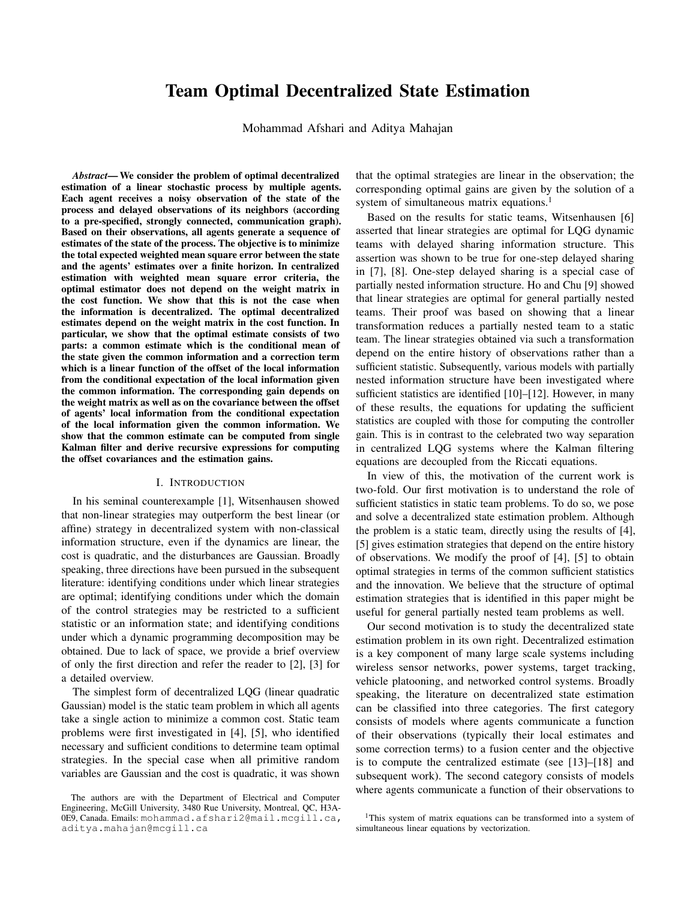# Team Optimal Decentralized State Estimation

Mohammad Afshari and Aditya Mahajan

***Abstract*— We consider the problem of optimal decentralized estimation of a linear stochastic process by multiple agents. Each agent receives a noisy observation of the state of the process and delayed observations of its neighbors (according to a pre-specified, strongly connected, communication graph). Based on their observations, all agents generate a sequence of estimates of the state of the process. The objective is to minimize the total expected weighted mean square error between the state and the agents' estimates over a finite horizon. In centralized estimation with weighted mean square error criteria, the optimal estimator does not depend on the weight matrix in the cost function. We show that this is not the case when the information is decentralized. The optimal decentralized estimates depend on the weight matrix in the cost function. In particular, we show that the optimal estimate consists of two parts: a common estimate which is the conditional mean of the state given the common information and a correction term which is a linear function of the offset of the local information from the conditional expectation of the local information given the common information. The corresponding gain depends on the weight matrix as well as on the covariance between the offset of agents' local information from the conditional expectation of the local information given the common information. We show that the common estimate can be computed from single Kalman filter and derive recursive expressions for computing the offset covariances and the estimation gains.**

## I. Introduction

In his seminal counterexample [1], Witsenhausen showed that non-linear strategies may outperform the best linear (or affine) strategy in decentralized system with non-classical information structure, even if the dynamics are linear, the cost is quadratic, and the disturbances are Gaussian. Broadly speaking, three directions have been pursued in the subsequent literature: identifying conditions under which linear strategies are optimal; identifying conditions under which the domain of the control strategies may be restricted to a sufficient statistic or an information state; and identifying conditions under which a dynamic programming decomposition may be obtained. Due to lack of space, we provide a brief overview of only the first direction and refer the reader to [2], [3] for a detailed overview.

The simplest form of decentralized LQG (linear quadratic Gaussian) model is the static team problem in which all agents take a single action to minimize a common cost. Static team problems were first investigated in [4], [5], who identified necessary and sufficient conditions to determine team optimal strategies. In the special case when all primitive random variables are Gaussian and the cost is quadratic, it was shown that the optimal strategies are linear in the observation; the corresponding optimal gains are given by the solution of a system of simultaneous matrix equations.[1]

Based on the results for static teams, Witsenhausen [6] asserted that linear strategies are optimal for LQG dynamic teams with delayed sharing information structure. This assertion was shown to be true for one-step delayed sharing in [7], [8]. One-step delayed sharing is a special case of partially nested information structure. Ho and Chu [9] showed that linear strategies are optimal for general partially nested teams. Their proof was based on showing that a linear transformation reduces a partially nested team to a static team. The linear strategies obtained via such a transformation depend on the entire history of observations rather than a sufficient statistic. Subsequently, various models with partially nested information structure have been investigated where sufficient statistics are identified [10]–[12]. However, in many of these results, the equations for updating the sufficient statistics are coupled with those for computing the controller gain. This is in contrast to the celebrated two way separation in centralized LQG systems where the Kalman filtering equations are decoupled from the Riccati equations.

In view of this, the motivation of the current work is two-fold. Our first motivation is to understand the role of sufficient statistics in static team problems. To do so, we pose and solve a decentralized state estimation problem. Although the problem is a static team, directly using the results of [4], [5] gives estimation strategies that depend on the entire history of observations. We modify the proof of [4], [5] to obtain optimal strategies in terms of the common sufficient statistics and the innovation. We believe that the structure of optimal estimation strategies that is identified in this paper might be useful for general partially nested team problems as well.

Our second motivation is to study the decentralized state estimation problem in its own right. Decentralized estimation is a key component of many large scale systems including wireless sensor networks, power systems, target tracking, vehicle platooning, and networked control systems. Broadly speaking, the literature on decentralized state estimation can be classified into three categories. The first category consists of models where agents communicate a function of their observations (typically their local estimates and some correction terms) to a fusion center and the objective is to compute the centralized estimate (see [13]–[18] and subsequent work). The second category consists of models where agents communicate a function of their observations to

The authors are with the Department of Electrical and Computer Engineering, McGill University, 3480 Rue University, Montreal, QC, H3A-0E9, Canada. Emails: mohammad.afshari2@mail.mcgill.ca, aditya.mahajan@mcgill.ca

[1] This system of matrix equations can be transformed into a system of simultaneous linear equations by vectorization.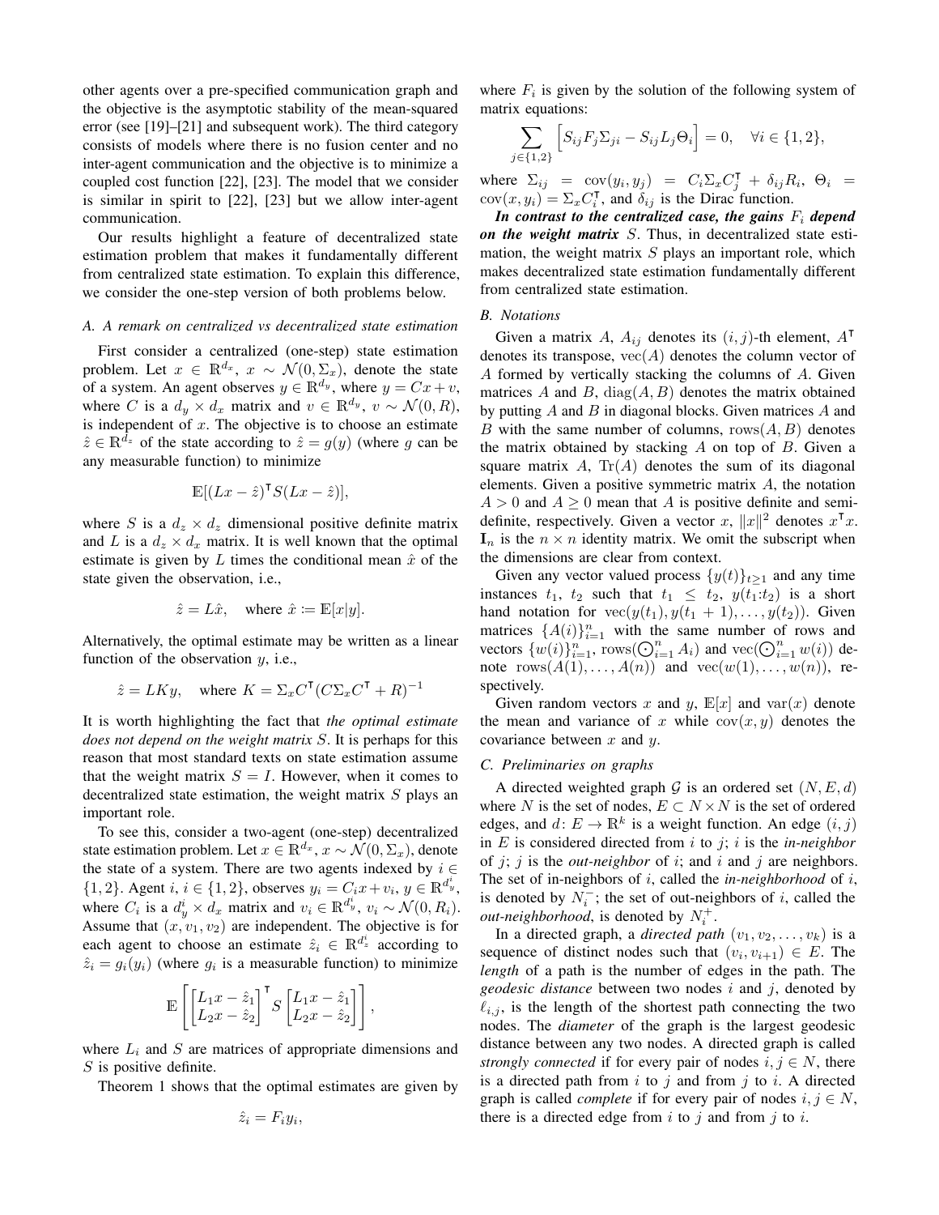other agents over a pre-specified communication graph and the objective is the asymptotic stability of the mean-squared error (see [19]–[21] and subsequent work). The third category consists of models where there is no fusion center and no inter-agent communication and the objective is to minimize a coupled cost function [22], [23]. The model that we consider is similar in spirit to [22], [23] but we allow inter-agent communication.

Our results highlight a feature of decentralized state estimation problem that makes it fundamentally different from centralized state estimation. To explain this difference, we consider the one-step version of both problems below.

### A. A remark on centralized vs decentralized state estimation

First consider a centralized (one-step) state estimation problem. Let $x \in \mathbb{R}^{d_x}$, $x \sim \mathcal{N}(0, \Sigma_x)$, denote the state of a system. An agent observes $y \in \mathbb{R}^{d_y}$, where $y = Cx + v$, where $C$ is a $d_y \times d_x$ matrix and $v \in \mathbb{R}^{d_y}$, $v \sim \mathcal{N}(0, R)$, is independent of $x$. The objective is to choose an estimate $\hat{z} \in \mathbb{R}^{d_z}$ of the state according to $\hat{z} = g(y)$ (where $g$ can be any measurable function) to minimize

$$\mathbb{E}[(Lx - \hat{z})^\intercal S (Lx - \hat{z})],$$

where $S$ is a $d_z \times d_z$ dimensional positive definite matrix and $L$ is a $d_z \times d_x$ matrix. It is well known that the optimal estimate is given by $L$ times the conditional mean $\hat{x}$ of the state given the observation, i.e.,

$$\hat{z} = L\hat{x}, \quad \text{where } \hat{x} \coloneqq \mathbb{E}[x|y].$$

Alternatively, the optimal estimate may be written as a linear function of the observation $y$, i.e.,

$$\hat{z} = LKy, \quad \text{where } K = \Sigma_x C^\intercal (C \Sigma_x C^\intercal + R)^{-1}$$

It is worth highlighting the fact that *the optimal estimate does not depend on the weight matrix* $S$. It is perhaps for this reason that most standard texts on state estimation assume that the weight matrix $S = I$. However, when it comes to decentralized state estimation, the weight matrix $S$ plays an important role.

To see this, consider a two-agent (one-step) decentralized state estimation problem. Let $x \in \mathbb{R}^{d_x}$, $x \sim \mathcal{N}(0, \Sigma_x)$, denote the state of a system. There are two agents indexed by $i \in \{1, 2\}$. Agent $i$, $i \in \{1, 2\}$, observes $y_i = C_i x + v_i$, $y \in \mathbb{R}^{d_y^i}$, where $C_i$ is a $d_y^i \times d_x$ matrix and $v_i \in \mathbb{R}^{d_y^i}$, $v_i \sim \mathcal{N}(0, R_i)$. Assume that $(x, v_1, v_2)$ are independent. The objective is for each agent to choose an estimate $\hat{z}_i \in \mathbb{R}^{d_z^i}$ according to $\hat{z}_i = g_i(y_i)$ (where $g_i$ is a measurable function) to minimize

$$\mathbb{E}\left[ \begin{bmatrix} L_1 x - \hat{z}_1 \\ L_2 x - \hat{z}_2 \end{bmatrix}^\intercal S \begin{bmatrix} L_1 x - \hat{z}_1 \\ L_2 x - \hat{z}_2 \end{bmatrix} \right],$$

where $L_i$ and $S$ are matrices of appropriate dimensions and $S$ is positive definite.

Theorem 1 shows that the optimal estimates are given by

$$\hat{z}_i = F_i y_i,$$

where $F_i$ is given by the solution of the following system of matrix equations:

$$\sum_{j \in \{1,2\}} \Big[ S_{ij} F_j \Sigma_{ji} - S_{ij} L_j \Theta_i \Big] = 0, \quad \forall i \in \{1, 2\},$$

where $\Sigma_{ij} = \operatorname{cov}(y_i, y_j) = C_i \Sigma_x C_j^\intercal + \delta_{ij} R_i$, $\Theta_i = \operatorname{cov}(x, y_i) = \Sigma_x C_i^\intercal$, and $\delta_{ij}$ is the Dirac function.

***In contrast to the centralized case, the gains*** $F_i$ ***depend on the weight matrix*** $S$. Thus, in decentralized state estimation, the weight matrix $S$ plays an important role, which makes decentralized state estimation fundamentally different from centralized state estimation.

### B. Notations

Given a matrix $A$, $A_{ij}$ denotes its $(i, j)$-th element, $A^\intercal$ denotes its transpose, $\operatorname{vec}(A)$ denotes the column vector of $A$ formed by vertically stacking the columns of $A$. Given matrices $A$ and $B$, $\operatorname{diag}(A, B)$ denotes the matrix obtained by putting $A$ and $B$ in diagonal blocks. Given matrices $A$ and $B$ with the same number of columns, $\operatorname{rows}(A, B)$ denotes the matrix obtained by stacking $A$ on top of $B$. Given a square matrix $A$, $\operatorname{Tr}(A)$ denotes the sum of its diagonal elements. Given a positive symmetric matrix $A$, the notation $A > 0$ and $A \geq 0$ mean that $A$ is positive definite and semi-definite, respectively. Given a vector $x$, $\|x\|^2$ denotes $x^\intercal x$. $\mathbf{I}_n$ is the $n \times n$ identity matrix. We omit the subscript when the dimensions are clear from context.

Given any vector valued process $\{y(t)\}_{t \geq 1}$ and any time instances $t_1$, $t_2$ such that $t_1 \leq t_2$, $y(t_1{:}t_2)$ is a short hand notation for $\operatorname{vec}(y(t_1), y(t_1 + 1), \ldots, y(t_2))$. Given matrices $\{A(i)\}_{i=1}^n$ with the same number of rows and vectors $\{w(i)\}_{i=1}^n$, $\operatorname{rows}(\bigodot_{i=1}^n A_i)$ and $\operatorname{vec}(\bigodot_{i=1}^n w(i))$ denote $\operatorname{rows}(A(1), \ldots, A(n))$ and $\operatorname{vec}(w(1), \ldots, w(n))$, respectively.

Given random vectors $x$ and $y$, $\mathbb{E}[x]$ and $\operatorname{var}(x)$ denote the mean and variance of $x$ while $\operatorname{cov}(x, y)$ denotes the covariance between $x$ and $y$.

### C. Preliminaries on graphs

A directed weighted graph $\mathcal{G}$ is an ordered set $(N, E, d)$ where $N$ is the set of nodes, $E \subset N \times N$ is the set of ordered edges, and $d \colon E \to \mathbb{R}^k$ is a weight function. An edge $(i, j)$ in $E$ is considered directed from $i$ to $j$; $i$ is the *in-neighbor* of $j$; $j$ is the *out-neighbor* of $i$; and $i$ and $j$ are neighbors. The set of in-neighbors of $i$, called the *in-neighborhood* of $i$, is denoted by $N_i^-$; the set of out-neighbors of $i$, called the *out-neighborhood*, is denoted by $N_i^+$.

In a directed graph, a *directed path* $(v_1, v_2, \ldots, v_k)$ is a sequence of distinct nodes such that $(v_i, v_{i+1}) \in E$. The *length* of a path is the number of edges in the path. The *geodesic distance* between two nodes $i$ and $j$, denoted by $\ell_{i,j}$, is the length of the shortest path connecting the two nodes. The *diameter* of the graph is the largest geodesic distance between any two nodes. A directed graph is called *strongly connected* if for every pair of nodes $i, j \in N$, there is a directed path from $i$ to $j$ and from $j$ to $i$. A directed graph is called *complete* if for every pair of nodes $i, j \in N$, there is a directed edge from $i$ to $j$ and from $j$ to $i$.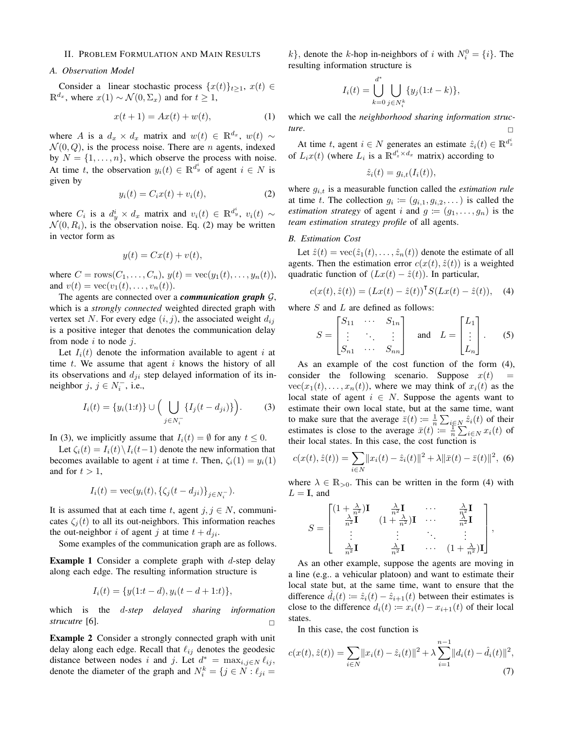## II. Problem Formulation and Main Results

### A. Observation Model

Consider a linear stochastic process $\{x(t)\}_{t\geq 1}$, $x(t) \in \mathbb{R}^{d_x}$, where $x(1) \sim \mathcal{N}(0, \Sigma_x)$ and for $t \geq 1$,

$$x(t+1) = Ax(t) + w(t), \tag{1}$$

where $A$ is a $d_x \times d_x$ matrix and $w(t) \in \mathbb{R}^{d_x}$, $w(t) \sim \mathcal{N}(0, Q)$, is the process noise. There are $n$ agents, indexed by $N = \{1, \dots, n\}$, which observe the process with noise. At time $t$, the observation $y_i(t) \in \mathbb{R}^{d_y^i}$ of agent $i \in N$ is given by

$$y_i(t) = C_i x(t) + v_i(t), \tag{2}$$

where $C_i$ is a $d_y^i \times d_x$ matrix and $v_i(t) \in \mathbb{R}^{d_y^i}$, $v_i(t) \sim \mathcal{N}(0, R_i)$, is the observation noise. Eq. (2) may be written in vector form as

$$y(t) = Cx(t) + v(t),$$

where $C = \operatorname{rows}(C_1, \dots, C_n)$, $y(t) = \operatorname{vec}(y_1(t), \dots, y_n(t))$, and $v(t) = \operatorname{vec}(v_1(t), \dots, v_n(t))$.

The agents are connected over a ***communication graph*** $\mathcal{G}$, which is a *strongly connected* weighted directed graph with vertex set $N$. For every edge $(i, j)$, the associated weight $d_{ij}$ is a positive integer that denotes the communication delay from node $i$ to node $j$.

Let $I_i(t)$ denote the information available to agent $i$ at time $t$. We assume that agent $i$ knows the history of all its observations and $d_{ji}$ step delayed information of its in-neighbor $j$, $j \in N_i^-$, i.e.,

$$I_i(t) = \{y_i(1{:}t)\} \cup \Big( \bigcup_{j \in N_i^-} \{I_j(t - d_{ji})\} \Big). \tag{3}$$

In (3), we implicitly assume that $I_i(t) = \emptyset$ for any $t \leq 0$.

Let $\zeta_i(t) = I_i(t) \setminus I_i(t-1)$ denote the new information that becomes available to agent $i$ at time $t$. Then, $\zeta_i(1) = y_i(1)$ and for $t > 1$,

$$I_i(t) = \operatorname{vec}(y_i(t), \{\zeta_j(t - d_{ji})\}_{j \in N_i^-}).$$

It is assumed that at each time $t$, agent $j, j \in N$, communicates $\zeta_j(t)$ to all its out-neighbors. This information reaches the out-neighbor $i$ of agent $j$ at time $t + d_{ji}$.

Some examples of the communication graph are as follows.

**Example 1** Consider a complete graph with $d$-step delay along each edge. The resulting information structure is

$$I_i(t) = \{y(1{:}t-d), y_i(t-d+1{:}t)\},$$

which is the *d-step delayed sharing information strucutre* [6]. □

**Example 2** Consider a strongly connected graph with unit delay along each edge. Recall that $\ell_{ij}$ denotes the geodesic distance between nodes $i$ and $j$. Let $d^* = \max_{i,j \in N} \ell_{ij}$, denote the diameter of the graph and $N_i^k = \{j \in N : \ell_{ji} = k\}$, denote the $k$-hop in-neighbors of $i$ with $N_i^0 = \{i\}$. The resulting information structure is

$$I_i(t) = \bigcup_{k=0}^{d^*} \bigcup_{j \in N_i^k} \{y_j(1{:}t-k)\},$$

which we call the *neighborhood sharing information structure*. □

At time $t$, agent $i \in N$ generates an estimate $\hat{z}_i(t) \in \mathbb{R}^{d_z^i}$ of $L_i x(t)$ (where $L_i$ is a $\mathbb{R}^{d_z^i \times d_x}$ matrix) according to

$$\hat{z}_i(t) = g_{i,t}(I_i(t)),$$

where $g_{i,t}$ is a measurable function called the *estimation rule* at time $t$. The collection $g_i := (g_{i,1}, g_{i,2}, \dots)$ is called the *estimation strategy* of agent $i$ and $g := (g_1, \dots, g_n)$ is the *team estimation strategy profile* of all agents.

### B. Estimation Cost

Let $\hat{z}(t) = \operatorname{vec}(\hat{z}_1(t), \dots, \hat{z}_n(t))$ denote the estimate of all agents. Then the estimation error $c(x(t), \hat{z}(t))$ is a weighted quadratic function of $(Lx(t) - \hat{z}(t))$. In particular,

$$c(x(t), \hat{z}(t)) = (Lx(t) - \hat{z}(t))^\intercal S (Lx(t) - \hat{z}(t)), \tag{4}$$

where $S$ and $L$ are defined as follows:

$$S = \begin{bmatrix} S_{11} & \cdots & S_{1n} \\ \vdots & \ddots & \vdots \\ S_{n1} & \cdots & S_{nn} \end{bmatrix} \quad \text{and} \quad L = \begin{bmatrix} L_1 \\ \vdots \\ L_n \end{bmatrix}. \tag{5}$$

As an example of the cost function of the form (4), consider the following scenario. Suppose $x(t) = \operatorname{vec}(x_1(t), \dots, x_n(t))$, where we may think of $x_i(t)$ as the local state of agent $i \in N$. Suppose the agents want to estimate their own local state, but at the same time, want to make sure that the average $\bar{z}(t) := \frac{1}{n}\sum_{i \in N} \hat{z}_i(t)$ of their estimates is close to the average $\bar{x}(t) := \frac{1}{n}\sum_{i \in N} x_i(t)$ of their local states. In this case, the cost function is

$$c(x(t), \hat{z}(t)) = \sum_{i \in N} \|x_i(t) - \hat{z}_i(t)\|^2 + \lambda \|\bar{x}(t) - \bar{z}(t)\|^2, \tag{6}$$

where $\lambda \in \mathbb{R}_{>0}$. This can be written in the form (4) with $L = \mathbf{I}$, and

$$S = \begin{bmatrix} (1 + \frac{\lambda}{n^2})\mathbf{I} & \frac{\lambda}{n^2}\mathbf{I} & \cdots & \frac{\lambda}{n^2}\mathbf{I} \\ \frac{\lambda}{n^2}\mathbf{I} & (1 + \frac{\lambda}{n^2})\mathbf{I} & \cdots & \frac{\lambda}{n^2}\mathbf{I} \\ \vdots & \vdots & \ddots & \vdots \\ \frac{\lambda}{n^2}\mathbf{I} & \frac{\lambda}{n^2}\mathbf{I} & \cdots & (1 + \frac{\lambda}{n^2})\mathbf{I} \end{bmatrix},$$

As an other example, suppose the agents are moving in a line (e.g.. a vehicular platoon) and want to estimate their local state but, at the same time, want to ensure that the difference $\hat{d}_i(t) := \hat{z}_i(t) - \hat{z}_{i+1}(t)$ between their estimates is close to the difference $d_i(t) := x_i(t) - x_{i+1}(t)$ of their local states.

In this case, the cost function is

$$c(x(t), \hat{z}(t)) = \sum_{i \in N} \|x_i(t) - \hat{z}_i(t)\|^2 + \lambda \sum_{i=1}^{n-1} \|d_i(t) - \hat{d}_i(t)\|^2, \tag{7}$$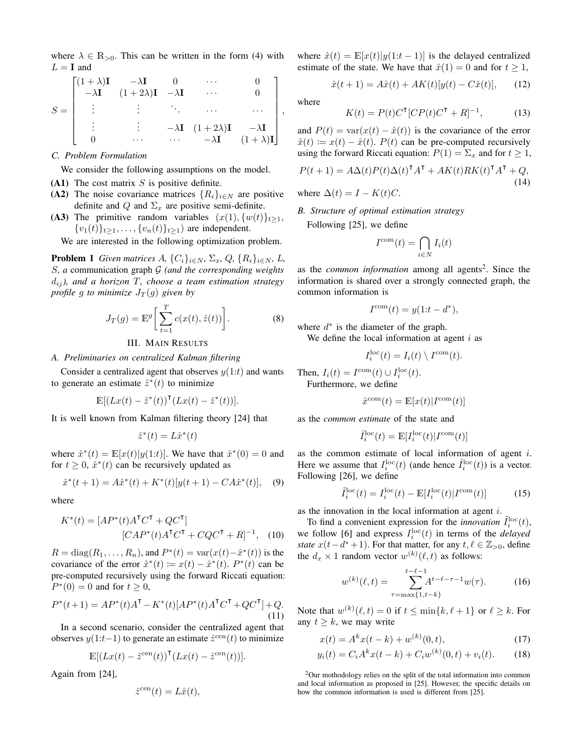where $\lambda \in \mathbb{R}_{>0}$. This can be written in the form (4) with $L = \mathbf{I}$ and

$$S = \begin{bmatrix} (1+\lambda)\mathbf{I} & -\lambda\mathbf{I} & 0 & \cdots & 0 \\ -\lambda\mathbf{I} & (1+2\lambda)\mathbf{I} & -\lambda\mathbf{I} & \cdots & 0 \\ \vdots & \vdots & \ddots & \cdots & \cdots \\ \vdots & \vdots & -\lambda\mathbf{I} & (1+2\lambda)\mathbf{I} & -\lambda\mathbf{I} \\ 0 & \cdots & \cdots & -\lambda\mathbf{I} & (1+\lambda)\mathbf{I} \end{bmatrix},$$

### C. Problem Formulation

We consider the following assumptions on the model.

- **(A1)** The cost matrix $S$ is positive definite.
- **(A2)** The noise covariance matrices $\{R_i\}_{i\in N}$ are positive definite and $Q$ and $\Sigma_x$ are positive semi-definite.
- **(A3)** The primitive random variables $(x(1), \{w(t)\}_{t\geq 1}, \{v_1(t)\}_{t\geq 1}, \dots, \{v_n(t)\}_{t\geq 1})$ are independent.

We are interested in the following optimization problem.

**Problem 1** *Given matrices $A$, $\{C_i\}_{i\in N}$, $\Sigma_x$, $Q$, $\{R_i\}_{i\in N}$, $L$, $S$, a* communication graph $\mathcal{G}$ *(and the corresponding weights $d_{ij}$), and a horizon $T$, choose a team estimation strategy profile $g$ to minimize $J_T(g)$ given by*

$$J_T(g) = \mathbb{E}^g\bigg[\sum_{t=1}^{T} c(x(t), \hat{z}(t))\bigg]. \tag{8}$$

## III. Main Results

### A. Preliminaries on centralized Kalman filtering

Consider a centralized agent that observes $y(1{:}t)$ and wants to generate an estimate $\hat{z}^*(t)$ to minimize

$$\mathbb{E}[(Lx(t) - \hat{z}^*(t))^\intercal (Lx(t) - \hat{z}^*(t))].$$

It is well known from Kalman filtering theory [24] that

$$\hat{z}^*(t) = L\hat{x}^*(t)$$

where $\hat{x}^*(t) = \mathbb{E}[x(t)|y(1{:}t)]$. We have that $\hat{x}^*(0) = 0$ and for $t \geq 0$, $\hat{x}^*(t)$ can be recursively updated as

$$\hat{x}^*(t+1) = A\hat{x}^*(t) + K^*(t)[y(t+1) - CA\hat{x}^*(t)], \tag{9}$$

where

$$K^*(t) = [AP^*(t)A^\intercal C^\intercal + QC^\intercal] [CAP^*(t)A^\intercal C^\intercal + CQC^\intercal + R]^{-1}, \tag{10}$$

$R = \operatorname{diag}(R_1, \dots, R_n)$, and $P^*(t) = \operatorname{var}(x(t) - \hat{x}^*(t))$ is the covariance of the error $\tilde{x}^*(t) \coloneqq x(t) - \hat{x}^*(t)$. $P^*(t)$ can be pre-computed recursively using the forward Riccati equation: $P^*(0) = 0$ and for $t \geq 0$,

$$P^*(t+1) = AP^*(t)A^\intercal - K^*(t)[AP^*(t)A^\intercal C^\intercal + QC^\intercal] + Q. \tag{11}$$

In a second scenario, consider the centralized agent that observes $y(1{:}t-1)$ to generate an estimate $\hat{z}^{\text{cen}}(t)$ to minimize

$$\mathbb{E}[(Lx(t) - \hat{z}^{\text{cen}}(t))^\intercal (Lx(t) - \hat{z}^{\text{cen}}(t))].$$

Again from [24],

$$\hat{z}^{\text{cen}}(t) = L\hat{x}(t),$$

where $\hat{x}(t) = \mathbb{E}[x(t)|y(1{:}t-1)]$ is the delayed centralized estimate of the state. We have that $\hat{x}(1) = 0$ and for $t \geq 1$,

$$\hat{x}(t+1) = A\hat{x}(t) + AK(t)[y(t) - C\hat{x}(t)], \tag{12}$$

where

$$K(t) = P(t)C^\intercal [CP(t)C^\intercal + R]^{-1}, \tag{13}$$

and $P(t) = \operatorname{var}(x(t) - \hat{x}(t))$ is the covariance of the error $\tilde{x}(t) \coloneqq x(t) - \hat{x}(t)$. $P(t)$ can be pre-computed recursively using the forward Riccati equation: $P(1) = \Sigma_x$ and for $t \geq 1$,

$$P(t+1) = A\Delta(t)P(t)\Delta(t)^\intercal A^\intercal + AK(t)RK(t)^\intercal A^\intercal + Q, \tag{14}$$

where $\Delta(t) = I - K(t)C$.

### B. Structure of optimal estimation strategy

Following [25], we define

$$I^{\text{com}}(t) = \bigcap_{i\in N} I_i(t)$$

as the *common information* among all agents[2]. Since the information is shared over a strongly connected graph, the common information is

$$I^{\text{com}}(t) = y(1{:}t-d^*),$$

where $d^*$ is the diameter of the graph.

We define the local information at agent $i$ as

$$I_i^{\text{loc}}(t) = I_i(t) \setminus I^{\text{com}}(t).$$

Then, $I_i(t) = I^{\text{com}}(t) \cup I_i^{\text{loc}}(t)$.

Furthermore, we define

$$\hat{x}^{\text{com}}(t) = \mathbb{E}[x(t)|I^{\text{com}}(t)]$$

as the *common estimate* of the state and

$$\hat{I}_i^{\text{loc}}(t) = \mathbb{E}[I_i^{\text{loc}}(t)|I^{\text{com}}(t)]$$

as the common estimate of local information of agent $i$. Here we assume that $I_i^{\text{loc}}(t)$ (ande hence $\hat{I}_i^{\text{loc}}(t)$) is a vector. Following [26], we define

$$\tilde{I}_i^{\text{loc}}(t) = I_i^{\text{loc}}(t) - \mathbb{E}[I_i^{\text{loc}}(t)|I^{\text{com}}(t)] \tag{15}$$

as the innovation in the local information at agent $i$.

To find a convenient expression for the *innovation* $\tilde{I}_i^{\text{loc}}(t)$, we follow [6] and express $I_i^{\text{loc}}(t)$ in terms of the *delayed state* $x(t-d^*+1)$. For that matter, for any $t, \ell \in \mathbb{Z}_{>0}$, define the $d_x \times 1$ random vector $w^{(k)}(\ell, t)$ as follows:

$$w^{(k)}(\ell, t) = \sum_{\tau=\max\{1, t-k\}}^{t-\ell-1} A^{t-\ell-\tau-1} w(\tau). \tag{16}$$

Note that $w^{(k)}(\ell, t) = 0$ if $t \leq \min\{k, \ell+1\}$ or $\ell \geq k$. For any $t \geq k$, we may write

$$x(t) = A^k x(t-k) + w^{(k)}(0, t), \tag{17}$$

$$y_i(t) = C_i A^k x(t-k) + C_i w^{(k)}(0, t) + v_i(t). \tag{18}$$

[2] Our mothodology relies on the split of the total information into common and local information as proposed in [25]. However, the specific details on how the common information is used is different from [25].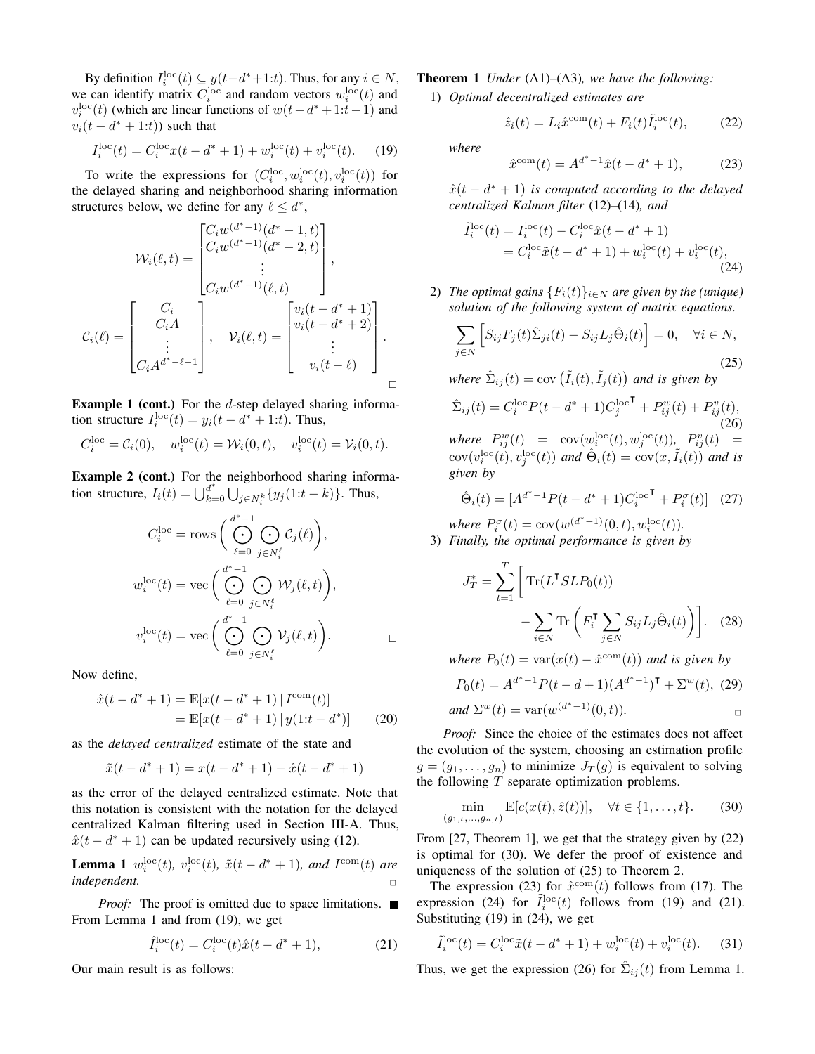By definition $I_i^{\text{loc}}(t) \subseteq y(t-d^*+1{:}t)$. Thus, for any $i \in N$, we can identify matrix $C_i^{\text{loc}}$ and random vectors $w_i^{\text{loc}}(t)$ and $v_i^{\text{loc}}(t)$ (which are linear functions of $w(t-d^*+1{:}t-1)$ and $v_i(t-d^*+1{:}t)$) such that

$$I_i^{\text{loc}}(t) = C_i^{\text{loc}} x(t-d^*+1) + w_i^{\text{loc}}(t) + v_i^{\text{loc}}(t). \quad (19)$$

To write the expressions for $(C_i^{\text{loc}}, w_i^{\text{loc}}(t), v_i^{\text{loc}}(t))$ for the delayed sharing and neighborhood sharing information structures below, we define for any $\ell \le d^*$,

$$\mathcal{W}_i(\ell, t) = \begin{bmatrix} C_i w^{(d^*-1)}(d^*-1, t) \\ C_i w^{(d^*-1)}(d^*-2, t) \\ \vdots \\ C_i w^{(d^*-1)}(\ell, t) \end{bmatrix},$$

$$\mathcal{C}_i(\ell) = \begin{bmatrix} C_i \\ C_i A \\ \vdots \\ C_i A^{d^*-\ell-1} \end{bmatrix}, \quad \mathcal{V}_i(\ell, t) = \begin{bmatrix} v_i(t-d^*+1) \\ v_i(t-d^*+2) \\ \vdots \\ v_i(t-\ell) \end{bmatrix}.$$

□

**Example 1 (cont.)** For the $d$-step delayed sharing information structure $I_i^{\text{loc}}(t) = y_i(t-d^*+1{:}t)$. Thus,

$$C_i^{\text{loc}} = \mathcal{C}_i(0), \quad w_i^{\text{loc}}(t) = \mathcal{W}_i(0, t), \quad v_i^{\text{loc}}(t) = \mathcal{V}_i(0, t).$$

**Example 2 (cont.)** For the neighborhood sharing information structure, $I_i(t) = \bigcup_{k=0}^{d^*} \bigcup_{j \in N_i^k} \{y_j(1{:}t-k)\}$. Thus,

$$C_i^{\text{loc}} = \text{rows}\left( \bigodot_{\ell=0}^{d^*-1} \bigodot_{j \in N_i^\ell} \mathcal{C}_j(\ell) \right),$$

$$w_i^{\text{loc}}(t) = \text{vec}\left( \bigodot_{\ell=0}^{d^*-1} \bigodot_{j \in N_i^\ell} \mathcal{W}_j(\ell, t) \right),$$

$$v_i^{\text{loc}}(t) = \text{vec}\left( \bigodot_{\ell=0}^{d^*-1} \bigodot_{j \in N_i^\ell} \mathcal{V}_j(\ell, t) \right).$$

□

Now define,

$$\begin{aligned} \hat{x}(t-d^*+1) &= \mathbb{E}[x(t-d^*+1) \,|\, I^{\text{com}}(t)] \\ &= \mathbb{E}[x(t-d^*+1) \,|\, y(1{:}t-d^*)] \end{aligned} \quad (20)$$

as the *delayed centralized* estimate of the state and

$$\tilde{x}(t-d^*+1) = x(t-d^*+1) - \hat{x}(t-d^*+1)$$

as the error of the delayed centralized estimate. Note that this notation is consistent with the notation for the delayed centralized Kalman filtering used in Section III-A. Thus, $\hat{x}(t-d^*+1)$ can be updated recursively using (12).

**Lemma 1** *$w_i^{\text{loc}}(t)$, $v_i^{\text{loc}}(t)$, $\tilde{x}(t-d^*+1)$, and $I^{\text{com}}(t)$ are independent.* □

*Proof:* The proof is omitted due to space limitations. ■

From Lemma 1 and from (19), we get

$$\hat{I}_i^{\text{loc}}(t) = C_i^{\text{loc}}(t) \hat{x}(t-d^*+1), \quad (21)$$

Our main result is as follows:

**Theorem 1** *Under* (A1)–(A3)*, we have the following:*

1) *Optimal decentralized estimates are*

$$\hat{z}_i(t) = L_i \hat{x}^{\text{com}}(t) + F_i(t) \tilde{I}_i^{\text{loc}}(t), \quad (22)$$

*where*

$$\hat{x}^{\text{com}}(t) = A^{d^*-1} \hat{x}(t-d^*+1), \quad (23)$$

*$\hat{x}(t-d^*+1)$ is computed according to the delayed centralized Kalman filter* (12)–(14)*, and*

$$\begin{aligned} \tilde{I}_i^{\text{loc}}(t) &= I_i^{\text{loc}}(t) - C_i^{\text{loc}} \hat{x}(t-d^*+1) \\ &= C_i^{\text{loc}} \tilde{x}(t-d^*+1) + w_i^{\text{loc}}(t) + v_i^{\text{loc}}(t), \end{aligned} \quad (24)$$

2) *The optimal gains $\{F_i(t)\}_{i \in N}$ are given by the (unique) solution of the following system of matrix equations.*

$$\sum_{j \in N} \Big[ S_{ij} F_j(t) \hat{\Sigma}_{ji}(t) - S_{ij} L_j \hat{\Theta}_i(t) \Big] = 0, \quad \forall i \in N, \quad (25)$$

*where $\hat{\Sigma}_{ij}(t) = \text{cov}\big(\tilde{I}_i(t), \tilde{I}_j(t)\big)$ and is given by*

$$\hat{\Sigma}_{ij}(t) = C_i^{\text{loc}} P(t-d^*+1) C_j^{\text{loc}\intercal} + P_{ij}^w(t) + P_{ij}^v(t), \quad (26)$$

*where $P_{ij}^w(t) = \text{cov}(w_i^{\text{loc}}(t), w_j^{\text{loc}}(t))$, $P_{ij}^v(t) = \text{cov}(v_i^{\text{loc}}(t), v_j^{\text{loc}}(t))$ and $\hat{\Theta}_i(t) = \text{cov}(x, \tilde{I}_i(t))$ and is given by*

$$\hat{\Theta}_i(t) = [A^{d^*-1} P(t-d^*+1) C_i^{\text{loc}\intercal} + P_i^\sigma(t)] \quad (27)$$

*where $P_i^\sigma(t) = \text{cov}(w^{(d^*-1)}(0,t), w_i^{\text{loc}}(t))$.*

3) *Finally, the optimal performance is given by*

$$J_T^* = \sum_{t=1}^{T} \Bigg[ \text{Tr}(L^\intercal S L P_0(t)) - \sum_{i \in N} \text{Tr}\Bigg( F_i^\intercal \sum_{j \in N} S_{ij} L_j \hat{\Theta}_i(t) \Bigg) \Bigg]. \quad (28)$$

*where $P_0(t) = \text{var}(x(t) - \hat{x}^{\text{com}}(t))$ and is given by*

$$P_0(t) = A^{d^*-1} P(t-d+1) (A^{d^*-1})^\intercal + \Sigma^w(t), \quad (29)$$

*and $\Sigma^w(t) = \text{var}(w^{(d^*-1)}(0,t))$.* □

*Proof:* Since the choice of the estimates does not affect the evolution of the system, choosing an estimation profile $g = (g_1, \dots, g_n)$ to minimize $J_T(g)$ is equivalent to solving the following $T$ separate optimization problems.

$$\min_{(g_{1,t}, \dots, g_{n,t})} \mathbb{E}[c(x(t), \hat{z}(t))], \quad \forall t \in \{1, \dots, t\}. \quad (30)$$

From [27, Theorem 1], we get that the strategy given by (22) is optimal for (30). We defer the proof of existence and uniqueness of the solution of (25) to Theorem 2.

The expression (23) for $\hat{x}^{\text{com}}(t)$ follows from (17). The expression (24) for $\tilde{I}_i^{\text{loc}}(t)$ follows from (19) and (21). Substituting (19) in (24), we get

$$\tilde{I}_i^{\text{loc}}(t) = C_i^{\text{loc}} \tilde{x}(t-d^*+1) + w_i^{\text{loc}}(t) + v_i^{\text{loc}}(t). \quad (31)$$

Thus, we get the expression (26) for $\hat{\Sigma}_{ij}(t)$ from Lemma 1.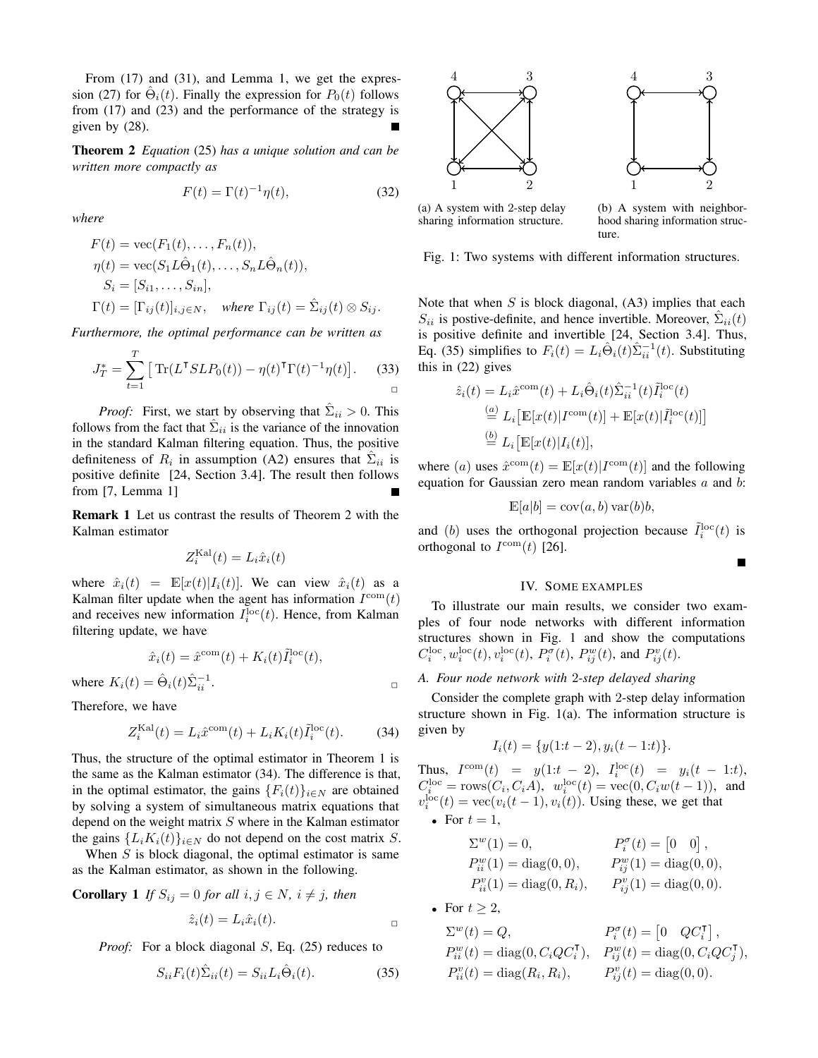From (17) and (31), and Lemma 1, we get the expression (27) for $\hat{\Theta}_i(t)$. Finally the expression for $P_0(t)$ follows from (17) and (23) and the performance of the strategy is given by (28). ∎

**Theorem 2** *Equation* (25) *has a unique solution and can be written more compactly as*

$$F(t) = \Gamma(t)^{-1}\eta(t), \tag{32}$$

*where*

$$\begin{aligned}
F(t) &= \operatorname{vec}(F_1(t), \dots, F_n(t)), \\
\eta(t) &= \operatorname{vec}(S_1 L\hat{\Theta}_1(t), \dots, S_n L\hat{\Theta}_n(t)), \\
S_i &= [S_{i1}, \dots, S_{in}], \\
\Gamma(t) &= [\Gamma_{ij}(t)]_{i,j\in N}, \quad \textit{where } \Gamma_{ij}(t) = \hat{\Sigma}_{ij}(t) \otimes S_{ij}.
\end{aligned}$$

*Furthermore, the optimal performance can be written as*

$$J_T^* = \sum_{t=1}^{T} \big[ \operatorname{Tr}(L^\intercal SLP_0(t)) - \eta(t)^\intercal \Gamma(t)^{-1}\eta(t) \big]. \tag{33}$$

□

*Proof:* First, we start by observing that $\hat{\Sigma}_{ii} > 0$. This follows from the fact that $\hat{\Sigma}_{ii}$ is the variance of the innovation in the standard Kalman filtering equation. Thus, the positive definiteness of $R_i$ in assumption (A2) ensures that $\hat{\Sigma}_{ii}$ is positive definite [24, Section 3.4]. The result then follows from [7, Lemma 1] ∎

**Remark 1** Let us contrast the results of Theorem 2 with the Kalman estimator

$$Z_i^{\mathrm{Kal}}(t) = L_i\hat{x}_i(t)$$

where $\hat{x}_i(t) = \mathbb{E}[x(t)|I_i(t)]$. We can view $\hat{x}_i(t)$ as a Kalman filter update when the agent has information $I^{\mathrm{com}}(t)$ and receives new information $I_i^{\mathrm{loc}}(t)$. Hence, from Kalman filtering update, we have

$$\hat{x}_i(t) = \hat{x}^{\mathrm{com}}(t) + K_i(t)\tilde{I}_i^{\mathrm{loc}}(t),$$

where $K_i(t) = \hat{\Theta}_i(t)\hat{\Sigma}_{ii}^{-1}$. □

Therefore, we have

$$Z_i^{\mathrm{Kal}}(t) = L_i\hat{x}^{\mathrm{com}}(t) + L_iK_i(t)\tilde{I}_i^{\mathrm{loc}}(t). \tag{34}$$

Thus, the structure of the optimal estimator in Theorem 1 is the same as the Kalman estimator (34). The difference is that, in the optimal estimator, the gains $\{F_i(t)\}_{i\in N}$ are obtained by solving a system of simultaneous matrix equations that depend on the weight matrix $S$ where in the Kalman estimator the gains $\{L_iK_i(t)\}_{i\in N}$ do not depend on the cost matrix $S$.

When $S$ is block diagonal, the optimal estimator is same as the Kalman estimator, as shown in the following.

**Corollary 1** *If $S_{ij} = 0$ for all $i, j \in N$, $i \neq j$, then*

$$\hat{z}_i(t) = L_i\hat{x}_i(t).$$

□

*Proof:* For a block diagonal $S$, Eq. (25) reduces to

$$S_{ii}F_i(t)\hat{\Sigma}_{ii}(t) = S_{ii}L_i\hat{\Theta}_i(t). \tag{35}$$

(a) A system with 2-step delay sharing information structure.

(b) A system with neighborhood sharing information structure.

Fig. 1: Two systems with different information structures.

Note that when $S$ is block diagonal, (A3) implies that each $S_{ii}$ is postive-definite, and hence invertible. Moreover, $\hat{\Sigma}_{ii}(t)$ is positive definite and invertible [24, Section 3.4]. Thus, Eq. (35) simplifies to $F_i(t) = L_i\hat{\Theta}_i(t)\hat{\Sigma}_{ii}^{-1}(t)$. Substituting this in (22) gives

$$\begin{aligned}
\hat{z}_i(t) &= L_i\hat{x}^{\mathrm{com}}(t) + L_i\hat{\Theta}_i(t)\hat{\Sigma}_{ii}^{-1}(t)\tilde{I}_i^{\mathrm{loc}}(t) \\
&\overset{(a)}{=} L_i\big[\mathbb{E}[x(t)|I^{\mathrm{com}}(t)] + \mathbb{E}[x(t)|\tilde{I}_i^{\mathrm{loc}}(t)]\big] \\
&\overset{(b)}{=} L_i\big[\mathbb{E}[x(t)|I_i(t)],
\end{aligned}$$

where $(a)$ uses $\hat{x}^{\mathrm{com}}(t) = \mathbb{E}[x(t)|I^{\mathrm{com}}(t)]$ and the following equation for Gaussian zero mean random variables $a$ and $b$:

$$\mathbb{E}[a|b] = \operatorname{cov}(a, b)\operatorname{var}(b)b,$$

and $(b)$ uses the orthogonal projection because $\tilde{I}_i^{\mathrm{loc}}(t)$ is orthogonal to $I^{\mathrm{com}}(t)$ [26]. ∎

## IV. Some examples

To illustrate our main results, we consider two examples of four node networks with different information structures shown in Fig. 1 and show the computations $C_i^{\mathrm{loc}}, w_i^{\mathrm{loc}}(t), v_i^{\mathrm{loc}}(t)$, $P_i^{\sigma}(t)$, $P_{ij}^{w}(t)$, and $P_{ij}^{v}(t)$.

### A. Four node network with 2-step delayed sharing

Consider the complete graph with 2-step delay information structure shown in Fig. 1(a). The information structure is given by

$$I_i(t) = \{y(1{:}t-2), y_i(t-1{:}t)\}.$$

Thus, $I^{\mathrm{com}}(t) = y(1{:}t-2)$, $I_i^{\mathrm{loc}}(t) = y_i(t-1{:}t)$, $C_i^{\mathrm{loc}} = \operatorname{rows}(C_i, C_iA)$, $w_i^{\mathrm{loc}}(t) = \operatorname{vec}(0, C_iw(t-1))$, and $v_i^{\mathrm{loc}}(t) = \operatorname{vec}(v_i(t-1), v_i(t))$. Using these, we get that

- For $t = 1$,

$$\begin{aligned}
&\Sigma^w(1) = 0, && P_i^{\sigma}(t) = \begin{bmatrix} 0 & 0 \end{bmatrix}, \\
&P_{ii}^{w}(1) = \operatorname{diag}(0, 0), && P_{ij}^{w}(1) = \operatorname{diag}(0, 0), \\
&P_{ii}^{v}(1) = \operatorname{diag}(0, R_i), && P_{ij}^{v}(1) = \operatorname{diag}(0, 0).
\end{aligned}$$

- For $t \geq 2$,

$$\begin{aligned}
&\Sigma^w(t) = Q, && P_i^{\sigma}(t) = \begin{bmatrix} 0 & QC_i^\intercal \end{bmatrix}, \\
&P_{ii}^{w}(t) = \operatorname{diag}(0, C_iQC_i^\intercal), && P_{ij}^{w}(t) = \operatorname{diag}(0, C_iQC_j^\intercal), \\
&P_{ii}^{v}(t) = \operatorname{diag}(R_i, R_i), && P_{ij}^{v}(t) = \operatorname{diag}(0, 0).
\end{aligned}$$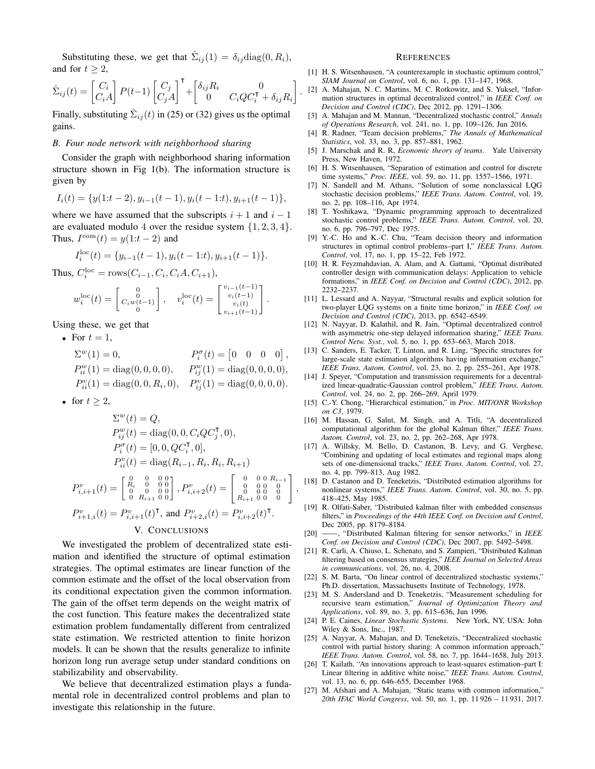Substituting these, we get that $\hat{\Sigma}_{ij}(1) = \delta_{ij}\text{diag}(0, R_i)$, and for $t \geq 2$,

$$\hat{\Sigma}_{ij}(t) = \begin{bmatrix} C_i \\ C_i A \end{bmatrix} P(t{-}1) \begin{bmatrix} C_j \\ C_j A \end{bmatrix}^{\intercal} + \begin{bmatrix} \delta_{ij} R_i & 0 \\ 0 & C_i Q C_i^{\intercal} + \delta_{ij} R_i \end{bmatrix}.$$

Finally, substituting $\hat{\Sigma}_{ij}(t)$ in (25) or (32) gives us the optimal gains.

### B. Four node network with neighborhood sharing

Consider the graph with neighborhood sharing information structure shown in Fig 1(b). The information structure is given by

$$I_i(t) = \{y(1{:}t-2), y_{i-1}(t-1), y_i(t-1{:}t), y_{i+1}(t-1)\},$$

where we have assumed that the subscripts $i+1$ and $i-1$ are evaluated modulo 4 over the residue system $\{1, 2, 3, 4\}$. Thus, $I^{\text{com}}(t) = y(1{:}t-2)$ and

$$I_i^{\text{loc}}(t) = \{y_{i-1}(t-1), y_i(t-1{:}t), y_{i+1}(t-1)\}.$$

Thus, $C_i^{\text{loc}} = \text{rows}(C_{i-1}, C_i, C_i A, C_{i+1})$,

$$w_i^{\text{loc}}(t) = \begin{bmatrix} 0 \\ 0 \\ C_i w(t{-}1) \\ 0 \end{bmatrix}, \quad v_i^{\text{loc}}(t) = \begin{bmatrix} v_{i-1}(t{-}1) \\ v_i(t{-}1) \\ v_i(t) \\ v_{i+1}(t{-}1) \end{bmatrix}.$$

Using these, we get that

- For $t = 1$,

$$\begin{aligned}
&\Sigma^w(1) = 0, && P_i^{\sigma}(t) = \begin{bmatrix} 0 & 0 & 0 & 0 \end{bmatrix}, \\
&P_{ii}^w(1) = \text{diag}(0, 0, 0, 0), && P_{ij}^w(1) = \text{diag}(0, 0, 0, 0), \\
&P_{ii}^v(1) = \text{diag}(0, 0, R_i, 0), && P_{ij}^v(1) = \text{diag}(0, 0, 0, 0).
\end{aligned}$$

- for $t \geq 2$,

$$\begin{aligned}
\Sigma^w(t) &= Q, \\
P_{ij}^w(t) &= \text{diag}(0, 0, C_i Q C_j^{\intercal}, 0), \\
P_i^{\sigma}(t) &= [0, 0, Q C_i^{\intercal}, 0], \\
P_{ii}^v(t) &= \text{diag}(R_{i-1}, R_i, R_i, R_{i+1})
\end{aligned}$$

$$P_{i,i+1}^v(t) = \begin{bmatrix} 0 & 0 & 0 & 0 \\ R_i & 0 & 0 & 0 \\ 0 & 0 & 0 & 0 \\ 0 & R_{i+1} & 0 & 0 \end{bmatrix}, P_{i,i+2}^v(t) = \begin{bmatrix} 0 & 0 & 0 & R_{i-1} \\ 0 & 0 & 0 & 0 \\ 0 & 0 & 0 & 0 \\ R_{i+1} & 0 & 0 & 0 \end{bmatrix},$$

$$P_{i+1,i}^v(t) = P_{i,i+1}^v(t)^{\intercal}, \text{ and } P_{i+2,i}^v(t) = P_{i,i+2}^v(t)^{\intercal}.$$

## V. Conclusions

We investigated the problem of decentralized state estimation and identified the structure of optimal estimation strategies. The optimal estimates are linear function of the common estimate and the offset of the local observation from its conditional expectation given the common information. The gain of the offset term depends on the weight matrix of the cost function. This feature makes the decentralized state estimation problem fundamentally different from centralized state estimation. We restricted attention to finite horizon models. It can be shown that the results generalize to infinite horizon long run average setup under standard conditions on stabilizability and observability.

We believe that decentralized estimation plays a fundamental role in decentralized control problems and plan to investigate this relationship in the future.

## References

[1] H. S. Witsenhausen, "A counterexample in stochastic optimum control," *SIAM Journal on Control*, vol. 6, no. 1, pp. 131–147, 1968.

[2] A. Mahajan, N. C. Martins, M. C. Rotkowitz, and S. Yuksel, "Information structures in optimal decentralized control," in *IEEE Conf. on Decision and Control (CDC)*, Dec 2012, pp. 1291–1306.

[3] A. Mahajan and M. Mannan, "Decentralized stochastic control," *Annals of Operations Research*, vol. 241, no. 1, pp. 109–126, Jun 2016.

[4] R. Radner, "Team decision problems," *The Annals of Mathematical Statistics*, vol. 33, no. 3, pp. 857–881, 1962.

[5] J. Marschak and R. R, *Economic theory of teams*. Yale University Press, New Haven, 1972.

[6] H. S. Witsenhausen, "Separation of estimation and control for discrete time systems," *Proc. IEEE*, vol. 59, no. 11, pp. 1557–1566, 1971.

[7] N. Sandell and M. Athans, "Solution of some nonclassical LQG stochastic decision problems," *IEEE Trans. Autom. Control*, vol. 19, no. 2, pp. 108–116, Apr 1974.

[8] T. Yoshikawa, "Dynamic programming approach to decentralized stochastic control problems," *IEEE Trans. Autom. Control*, vol. 20, no. 6, pp. 796–797, Dec 1975.

[9] Y.-C. Ho and K.-C. Chu, "Team decision theory and information structures in optimal control problems–part I," *IEEE Trans. Autom. Control*, vol. 17, no. 1, pp. 15–22, Feb 1972.

[10] H. R. Feyzmahdavian, A. Alam, and A. Gattami, "Optimal distributed controller design with communication delays: Application to vehicle formations," in *IEEE Conf. on Decision and Control (CDC)*, 2012, pp. 2232–2237.

[11] L. Lessard and A. Nayyar, "Structural results and explicit solution for two-player LQG systems on a finite time horizon," in *IEEE Conf. on Decision and Control (CDC)*, 2013, pp. 6542–6549.

[12] N. Nayyar, D. Kalathil, and R. Jain, "Optimal decentralized control with asymmetric one-step delayed information sharing," *IEEE Trans. Control Netw. Syst.*, vol. 5, no. 1, pp. 653–663, March 2018.

[13] C. Sanders, E. Tacker, T. Linton, and R. Ling, "Specific structures for large-scale state estimation algorithms having information exchange," *IEEE Trans. Autom. Control*, vol. 23, no. 2, pp. 255–261, Apr 1978.

[14] J. Speyer, "Computation and transmission requirements for a decentralized linear-quadratic-Gaussian control problem," *IEEE Trans. Autom. Control*, vol. 24, no. 2, pp. 266–269, April 1979.

[15] C.-Y. Chong, "Hierarchical estimation," in *Proc. MIT/ONR Workshop on C3*, 1979.

[16] M. Hassan, G. Salut, M. Singh, and A. Titli, "A decentralized computational algorithm for the global Kalman filter," *IEEE Trans. Autom. Control*, vol. 23, no. 2, pp. 262–268, Apr 1978.

[17] A. Willsky, M. Bello, D. Castanon, B. Levy, and G. Verghese, "Combining and updating of local estimates and regional maps along sets of one-dimensional tracks," *IEEE Trans. Autom. Control*, vol. 27, no. 4, pp. 799–813, Aug 1982.

[18] D. Castanon and D. Teneketzis, "Distributed estimation algorithms for nonlinear systems," *IEEE Trans. Autom. Control*, vol. 30, no. 5, pp. 418–425, May 1985.

[19] R. Olfati-Saber, "Distributed kalman filter with embedded consensus filters," in *Proceedings of the 44th IEEE Conf. on Decision and Control*, Dec 2005, pp. 8179–8184.

[20] ——, "Distributed Kalman filtering for sensor networks," in *IEEE Conf. on Decision and Control (CDC)*, Dec 2007, pp. 5492–5498.

[21] R. Carli, A. Chiuso, L. Schenato, and S. Zampieri, "Distributed Kalman filtering based on consensus strategies," *IEEE Journal on Selected Areas in communications*, vol. 26, no. 4, 2008.

[22] S. M. Barta, "On linear control of decentralized stochastic systems," Ph.D. dissertation, Massachusetts Institute of Technology, 1978.

[23] M. S. Andersland and D. Teneketzis, "Measurement scheduling for recursive team estimation," *Journal of Optimization Theory and Applications*, vol. 89, no. 3, pp. 615–636, Jun 1996.

[24] P. E. Caines, *Linear Stochastic Systems*. New York, NY, USA: John Wiley & Sons, Inc., 1987.

[25] A. Nayyar, A. Mahajan, and D. Teneketzis, "Decentralized stochastic control with partial history sharing: A common information approach," *IEEE Trans. Autom. Control*, vol. 58, no. 7, pp. 1644–1658, July 2013.

[26] T. Kailath, "An innovations approach to least-squares estimation–part I: Linear filtering in additive white noise," *IEEE Trans. Autom. Control*, vol. 13, no. 6, pp. 646–655, December 1968.

[27] M. Afshari and A. Mahajan, "Static teams with common information," *20th IFAC World Congress*, vol. 50, no. 1, pp. 11 926 – 11 931, 2017.